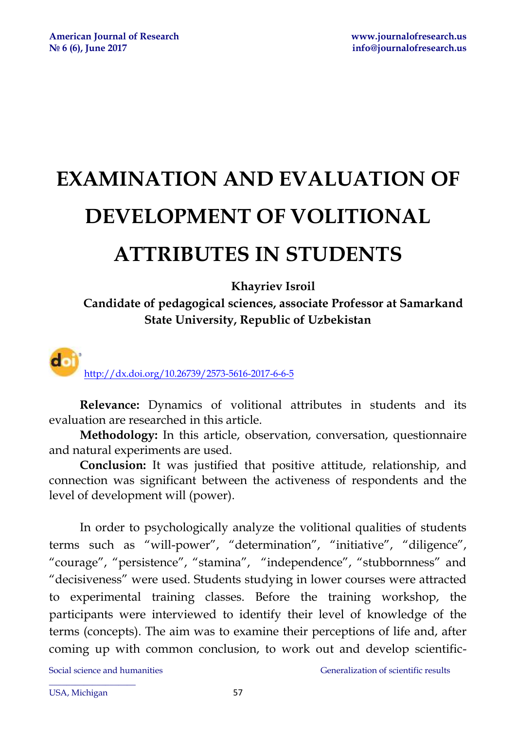# EXAMINATION AND EVALUATION OF DEVELOPMENT OF VOLITIONAL ATTRIBUTES IN STUDENTS

**Khayriev Isroil**

**Candidate of pedagogical sciences, associate Professor at Samarkand State University, Republic of Uzbekistan**

http://dx.doi.org/10.26739/2573-5616-2017-6-6-5

**Relevance:** Dynamics of volitional attributes in students and its evaluation are researched in this article.

**Methodology:** In this article, observation, conversation, questionnaire and natural experiments are used.

**Conclusion:** It was justified that positive attitude, relationship, and connection was significant between the activeness of respondents and the level of development will (power).

In order to psychologically analyze the volitional qualities of students terms such as "will-power", "determination", "initiative", "diligence", "courage", "persistence", "stamina", "independence", "stubbornness" and "decisiveness" were used. Students studying in lower courses were attracted to experimental training classes. Before the training workshop, the participants were interviewed to identify their level of knowledge of the terms (concepts). The aim was to examine their perceptions of life and, after coming up with common conclusion, to work out and develop scientific-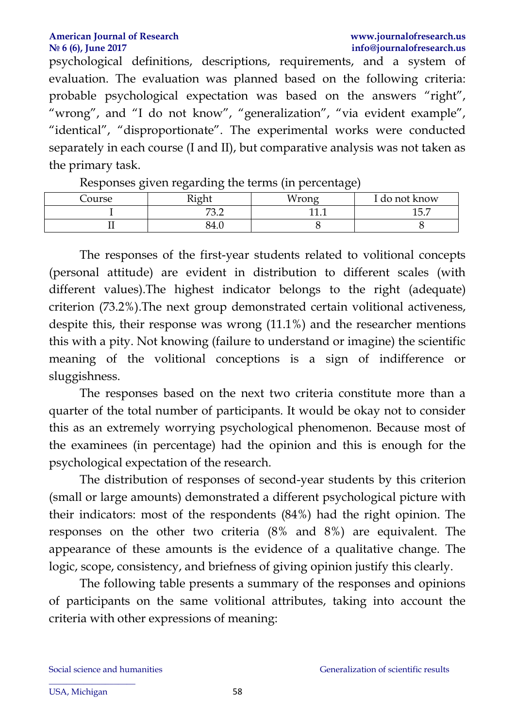psychological definitions, descriptions, requirements, and a system of evaluation. The evaluation was planned based on the following criteria: probable psychological expectation was based on the answers "right", "wrong", and "I do not know", "generalization", "via evident example", "identical", "disproportionate". The experimental works were conducted separately in each course (I and II), but comparative analysis was not taken as the primary task.

Responses given regarding the terms (in percentage)

| Course | Right | Wrong | I do not know |
|---|---|---|---|
| I | 73.2 | 11.1 | 15.7 |
| II | 84.0 | 8 | 8 |

The responses of the first-year students related to volitional concepts (personal attitude) are evident in distribution to different scales (with different values).The highest indicator belongs to the right (adequate) criterion (73.2%).The next group demonstrated certain volitional activeness, despite this, their response was wrong (11.1%) and the researcher mentions this with a pity. Not knowing (failure to understand or imagine) the scientific meaning of the volitional conceptions is a sign of indifference or sluggishness.

The responses based on the next two criteria constitute more than a quarter of the total number of participants. It would be okay not to consider this as an extremely worrying psychological phenomenon. Because most of the examinees (in percentage) had the opinion and this is enough for the psychological expectation of the research.

The distribution of responses of second-year students by this criterion (small or large amounts) demonstrated a different psychological picture with their indicators: most of the respondents (84%) had the right opinion. The responses on the other two criteria (8% and 8%) are equivalent. The appearance of these amounts is the evidence of a qualitative change. The logic, scope, consistency, and briefness of giving opinion justify this clearly.

The following table presents a summary of the responses and opinions of participants on the same volitional attributes, taking into account the criteria with other expressions of meaning: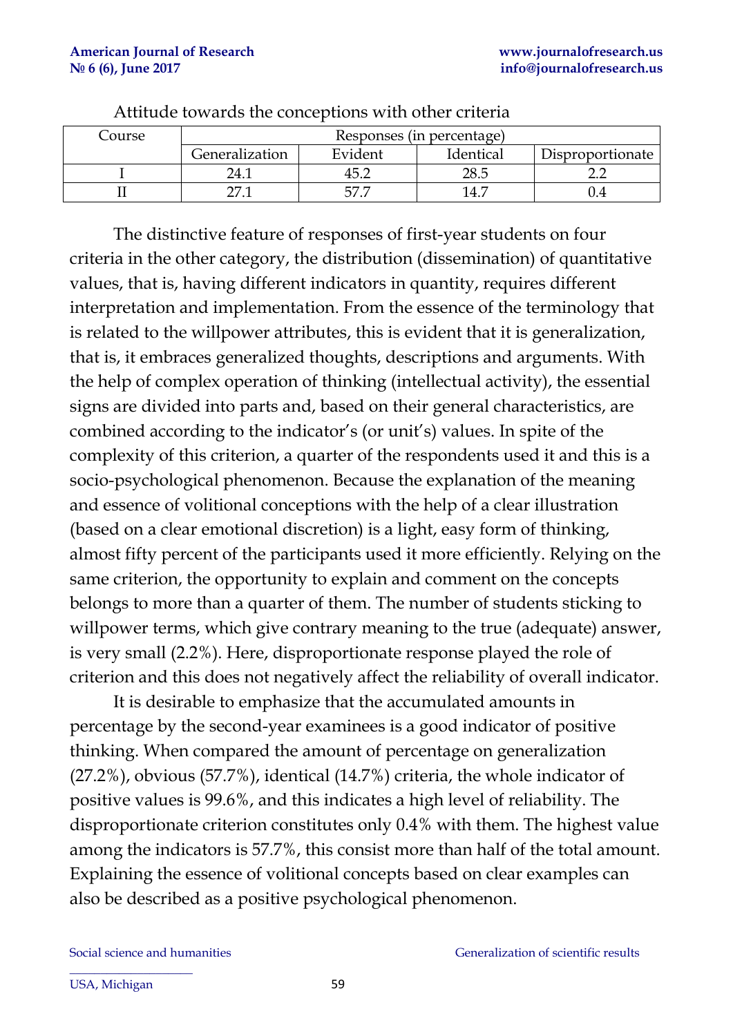Attitude towards the conceptions with other criteria

| Course | Responses (in percentage) | | | |
|---|---|---|---|---|
| | Generalization | Evident | Identical | Disproportionate |
| I | 24.1 | 45.2 | 28.5 | 2.2 |
| II | 27.1 | 57.7 | 14.7 | 0.4 |

The distinctive feature of responses of first-year students on four criteria in the other category, the distribution (dissemination) of quantitative values, that is, having different indicators in quantity, requires different interpretation and implementation. From the essence of the terminology that is related to the willpower attributes, this is evident that it is generalization, that is, it embraces generalized thoughts, descriptions and arguments. With the help of complex operation of thinking (intellectual activity), the essential signs are divided into parts and, based on their general characteristics, are combined according to the indicator's (or unit's) values. In spite of the complexity of this criterion, a quarter of the respondents used it and this is a socio-psychological phenomenon. Because the explanation of the meaning and essence of volitional conceptions with the help of a clear illustration (based on a clear emotional discretion) is a light, easy form of thinking, almost fifty percent of the participants used it more efficiently. Relying on the same criterion, the opportunity to explain and comment on the concepts belongs to more than a quarter of them. The number of students sticking to willpower terms, which give contrary meaning to the true (adequate) answer, is very small (2.2%). Here, disproportionate response played the role of criterion and this does not negatively affect the reliability of overall indicator.

It is desirable to emphasize that the accumulated amounts in percentage by the second-year examinees is a good indicator of positive thinking. When compared the amount of percentage on generalization (27.2%), obvious (57.7%), identical (14.7%) criteria, the whole indicator of positive values is 99.6%, and this indicates a high level of reliability. The disproportionate criterion constitutes only 0.4% with them. The highest value among the indicators is 57.7%, this consist more than half of the total amount. Explaining the essence of volitional concepts based on clear examples can also be described as a positive psychological phenomenon.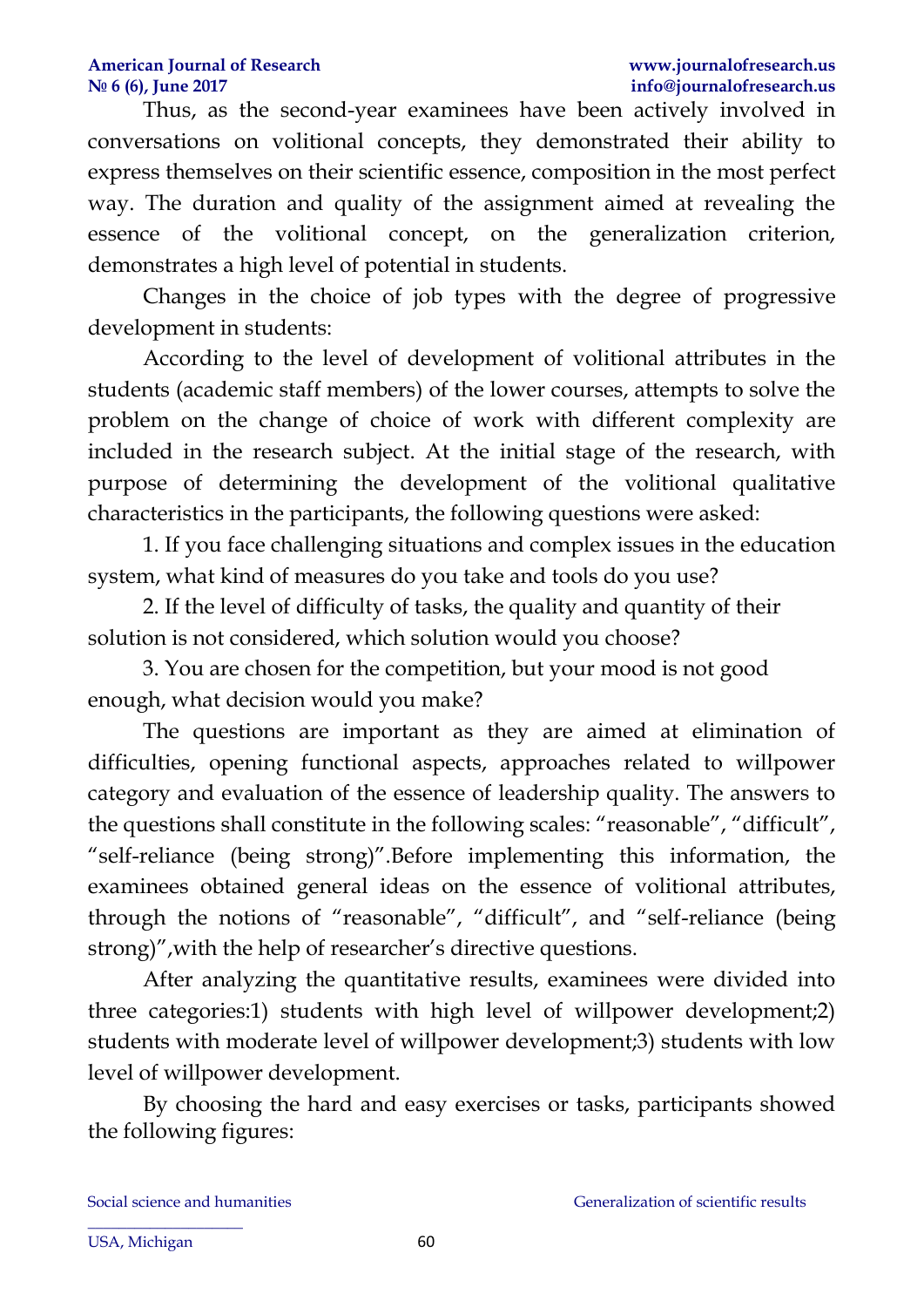Thus, as the second-year examinees have been actively involved in conversations on volitional concepts, they demonstrated their ability to express themselves on their scientific essence, composition in the most perfect way. The duration and quality of the assignment aimed at revealing the essence of the volitional concept, on the generalization criterion, demonstrates a high level of potential in students.

Changes in the choice of job types with the degree of progressive development in students:

According to the level of development of volitional attributes in the students (academic staff members) of the lower courses, attempts to solve the problem on the change of choice of work with different complexity are included in the research subject. At the initial stage of the research, with purpose of determining the development of the volitional qualitative characteristics in the participants, the following questions were asked:

1. If you face challenging situations and complex issues in the education system, what kind of measures do you take and tools do you use?

2. If the level of difficulty of tasks, the quality and quantity of their solution is not considered, which solution would you choose?

3. You are chosen for the competition, but your mood is not good enough, what decision would you make?

The questions are important as they are aimed at elimination of difficulties, opening functional aspects, approaches related to willpower category and evaluation of the essence of leadership quality. The answers to the questions shall constitute in the following scales: “reasonable”, “difficult”, “self-reliance (being strong)”.Before implementing this information, the examinees obtained general ideas on the essence of volitional attributes, through the notions of “reasonable”, “difficult”, and “self-reliance (being strong)”,with the help of researcher’s directive questions.

After analyzing the quantitative results, examinees were divided into three categories:1) students with high level of willpower development;2) students with moderate level of willpower development;3) students with low level of willpower development.

By choosing the hard and easy exercises or tasks, participants showed the following figures: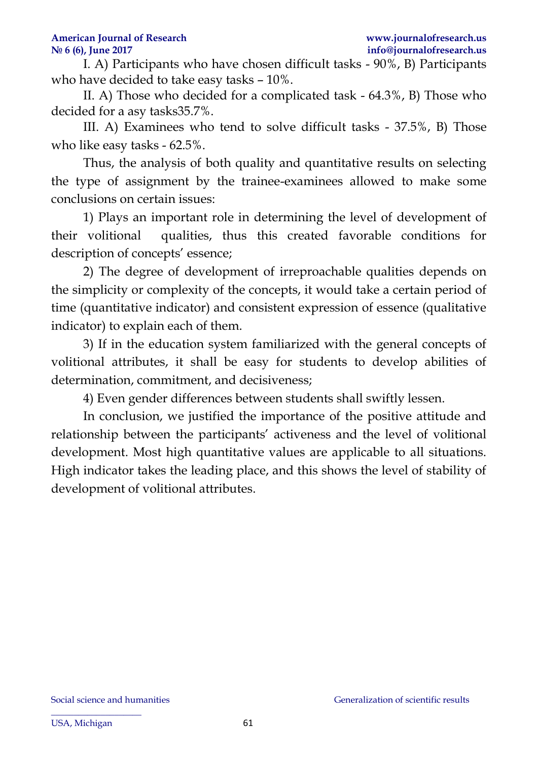I. A) Participants who have chosen difficult tasks - 90%, B) Participants who have decided to take easy tasks – 10%.

II. A) Those who decided for a complicated task - 64.3%, B) Those who decided for a asy tasks35.7%.

III. A) Examinees who tend to solve difficult tasks - 37.5%, B) Those who like easy tasks - 62.5%.

Thus, the analysis of both quality and quantitative results on selecting the type of assignment by the trainee-examinees allowed to make some conclusions on certain issues:

1) Plays an important role in determining the level of development of their volitional qualities, thus this created favorable conditions for description of concepts' essence;

2) The degree of development of irreproachable qualities depends on the simplicity or complexity of the concepts, it would take a certain period of time (quantitative indicator) and consistent expression of essence (qualitative indicator) to explain each of them.

3) If in the education system familiarized with the general concepts of volitional attributes, it shall be easy for students to develop abilities of determination, commitment, and decisiveness;

4) Even gender differences between students shall swiftly lessen.

In conclusion, we justified the importance of the positive attitude and relationship between the participants' activeness and the level of volitional development. Most high quantitative values are applicable to all situations. High indicator takes the leading place, and this shows the level of stability of development of volitional attributes.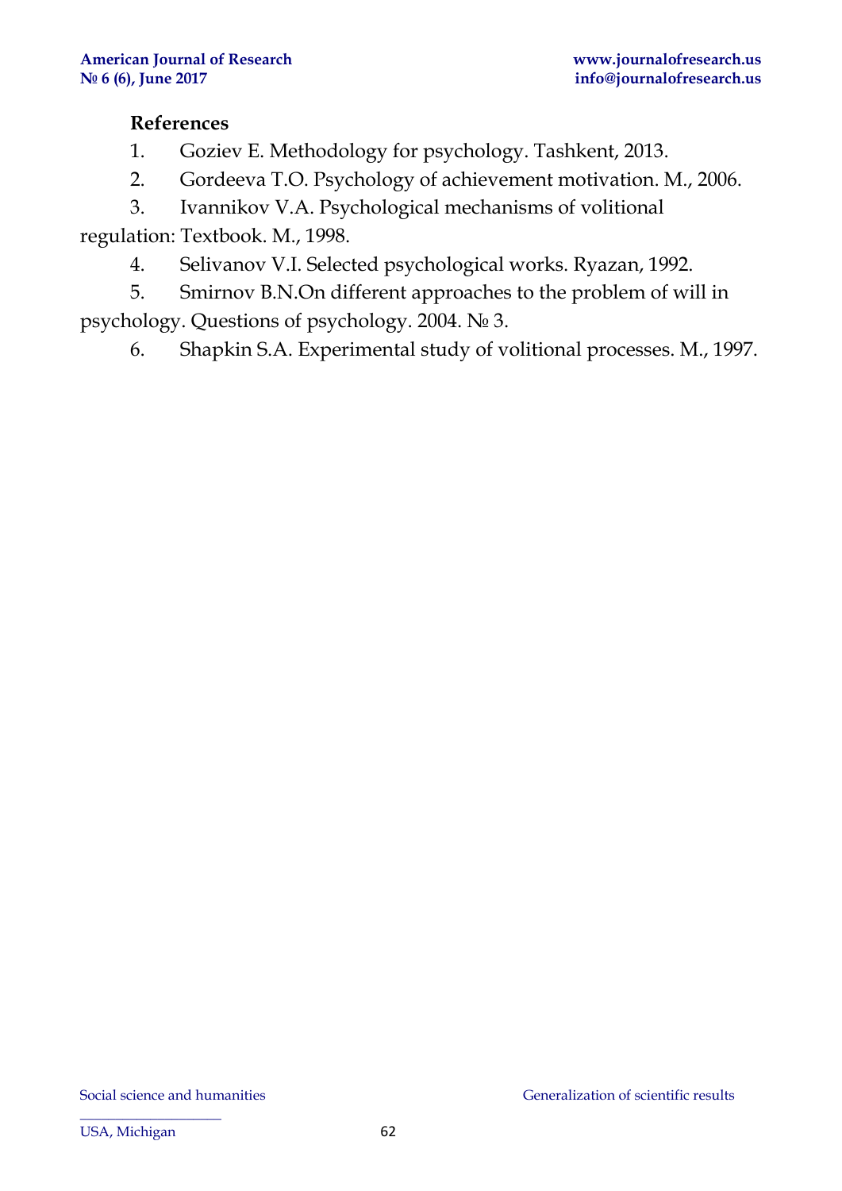**References**

1. Goziev E. Methodology for psychology. Tashkent, 2013.
2. Gordeeva T.O. Psychology of achievement motivation. M., 2006.
3. Ivannikov V.A. Psychological mechanisms of volitional regulation: Textbook. M., 1998.
4. Selivanov V.I. Selected psychological works. Ryazan, 1992.
5. Smirnov B.N.On different approaches to the problem of will in psychology. Questions of psychology. 2004. № 3.
6. Shapkin S.A. Experimental study of volitional processes. M., 1997.